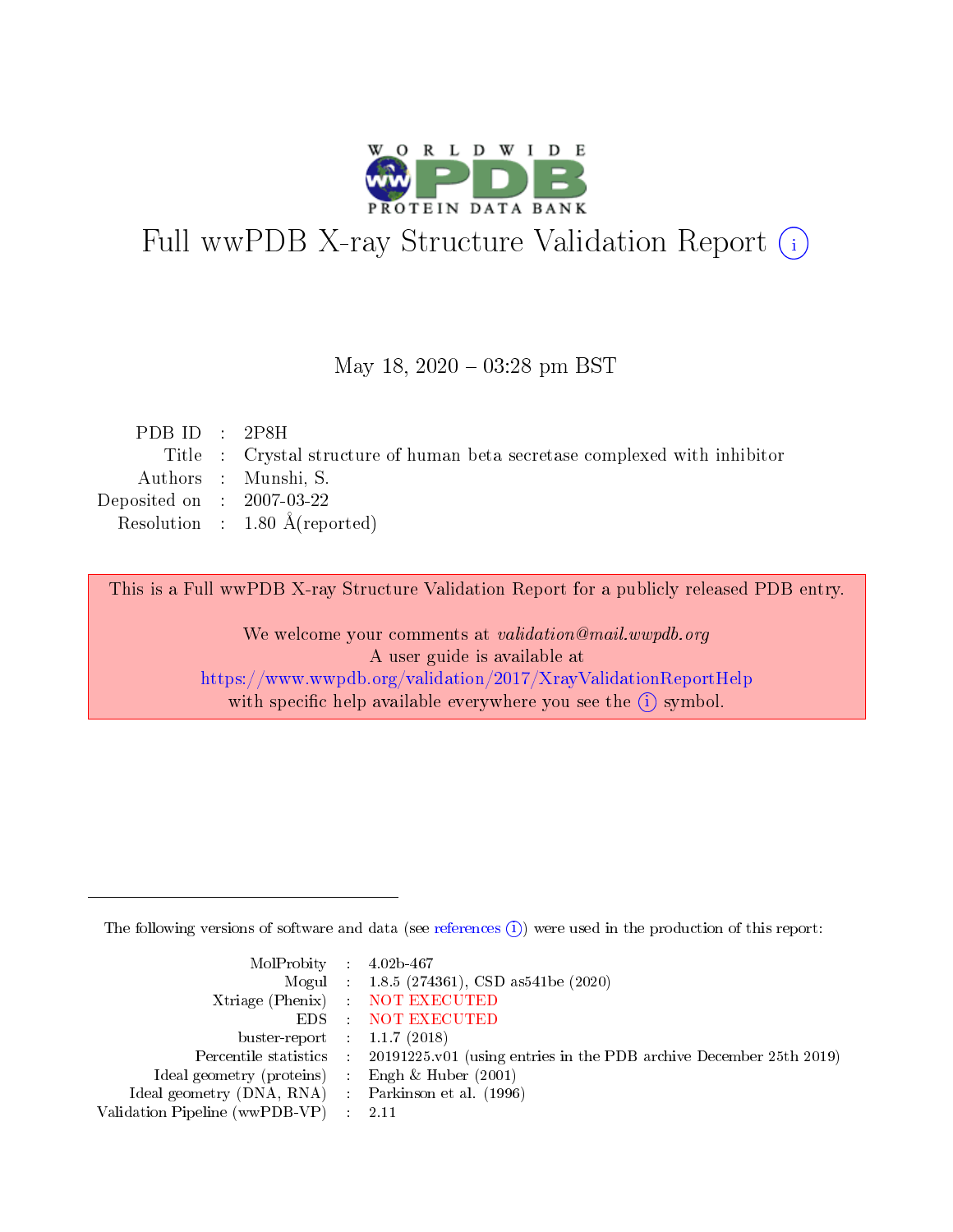# Full wwPDB X-ray Structure Validation Report (i)

May 18, 2020 – 03:28 pm BST

| | | |
|---|---|---|
| PDB ID | : | 2P8H |
| Title | : | Crystal structure of human beta secretase complexed with inhibitor |
| Authors | : | Munshi, S. |
| Deposited on | : | 2007-03-22 |
| Resolution | : | 1.80 Å(reported) |

This is a Full wwPDB X-ray Structure Validation Report for a publicly released PDB entry.

We welcome your comments at *validation@mail.wwpdb.org*
A user guide is available at
https://www.wwpdb.org/validation/2017/XrayValidationReportHelp
with specific help available everywhere you see the (i) symbol.

The following versions of software and data (see references (i)) were used in the production of this report:

| | | |
|---|---|---|
| MolProbity | : | 4.02b-467 |
| Mogul | : | 1.8.5 (274361), CSD as541be (2020) |
| Xtriage (Phenix) | : | NOT EXECUTED |
| EDS | : | NOT EXECUTED |
| buster-report | : | 1.1.7 (2018) |
| Percentile statistics | : | 20191225.v01 (using entries in the PDB archive December 25th 2019) |
| Ideal geometry (proteins) | : | Engh & Huber (2001) |
| Ideal geometry (DNA, RNA) | : | Parkinson et al. (1996) |
| Validation Pipeline (wwPDB-VP) | : | 2.11 |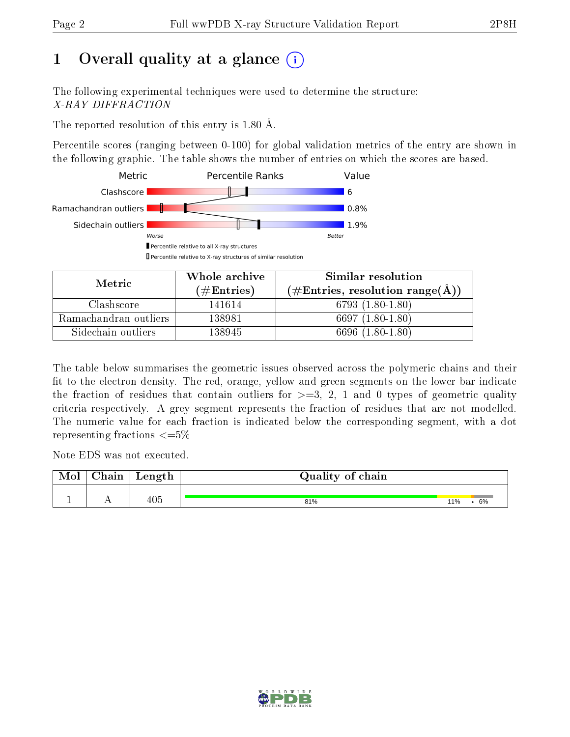# 1 Overall quality at a glance (i)

The following experimental techniques were used to determine the structure:
*X-RAY DIFFRACTION*

The reported resolution of this entry is 1.80 Å.

Percentile scores (ranging between 0-100) for global validation metrics of the entry are shown in the following graphic. The table shows the number of entries on which the scores are based.

Metric

Percentile Ranks

Value

Clashscore 6

Ramachandran outliers 0.8%

Sidechain outliers 1.9%

Worse

Better

Percentile relative to all X-ray structures

Percentile relative to X-ray structures of similar resolution

| Metric | Whole archive (#Entries) | Similar resolution (#Entries, resolution range(Å)) |
|---|---|---|
| Clashscore | 141614 | 6793 (1.80-1.80) |
| Ramachandran outliers | 138981 | 6697 (1.80-1.80) |
| Sidechain outliers | 138945 | 6696 (1.80-1.80) |

The table below summarises the geometric issues observed across the polymeric chains and their fit to the electron density. The red, orange, yellow and green segments on the lower bar indicate the fraction of residues that contain outliers for >=3, 2, 1 and 0 types of geometric quality criteria respectively. A grey segment represents the fraction of residues that are not modelled. The numeric value for each fraction is indicated below the corresponding segment, with a dot representing fractions <=5%

Note EDS was not executed.

| Mol | Chain | Length | Quality of chain |
|---|---|---|---|
| 1 | A | 405 | 81% 11% • 6% |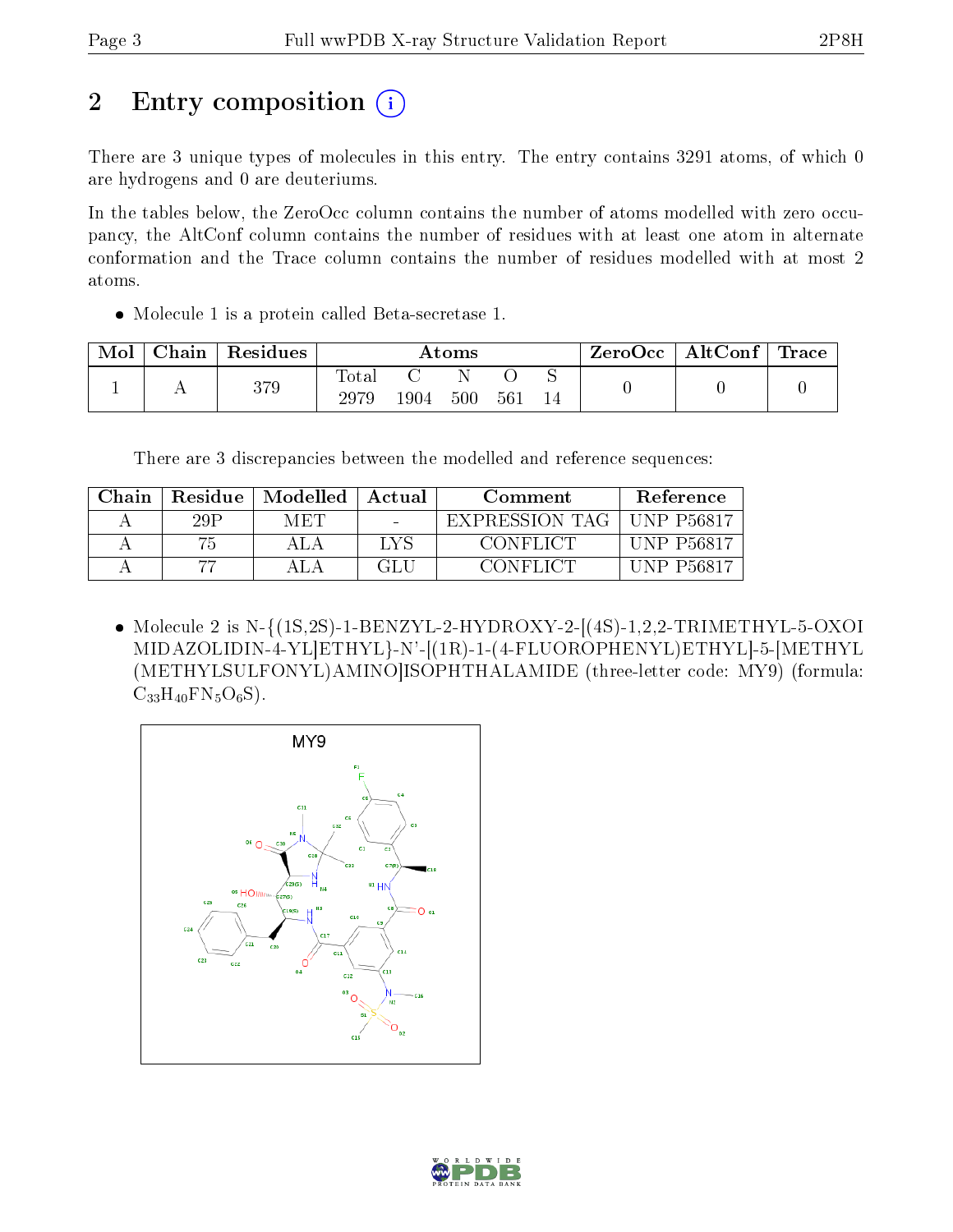# 2 Entry composition

There are 3 unique types of molecules in this entry. The entry contains 3291 atoms, of which 0 are hydrogens and 0 are deuteriums.

In the tables below, the ZeroOcc column contains the number of atoms modelled with zero occupancy, the AltConf column contains the number of residues with at least one atom in alternate conformation and the Trace column contains the number of residues modelled with at most 2 atoms.

- Molecule 1 is a protein called Beta-secretase 1.

| Mol | Chain | Residues | Atoms | | | | | ZeroOcc | AltConf | Trace |
|---|---|---|---|---|---|---|---|---|---|---|
| | | | Total | C | N | O | S | | | |
| 1 | A | 379 | 2979 | 1904 | 500 | 561 | 14 | 0 | 0 | 0 |

There are 3 discrepancies between the modelled and reference sequences:

| Chain | Residue | Modelled | Actual | Comment | Reference |
|---|---|---|---|---|---|
| A | 29P | MET | - | EXPRESSION TAG | UNP P56817 |
| A | 75 | ALA | LYS | CONFLICT | UNP P56817 |
| A | 77 | ALA | GLU | CONFLICT | UNP P56817 |

- Molecule 2 is N-{(1S,2S)-1-BENZYL-2-HYDROXY-2-[(4S)-1,2,2-TRIMETHYL-5-OXOIMIDAZOLIDIN-4-YL]ETHYL}-N'-[(1R)-1-(4-FLUOROPHENYL)ETHYL]-5-[METHYL(METHYLSULFONYL)AMINO]ISOPHTHALAMIDE (three-letter code: MY9) (formula: $C_{33}H_{40}FN_5O_6S$).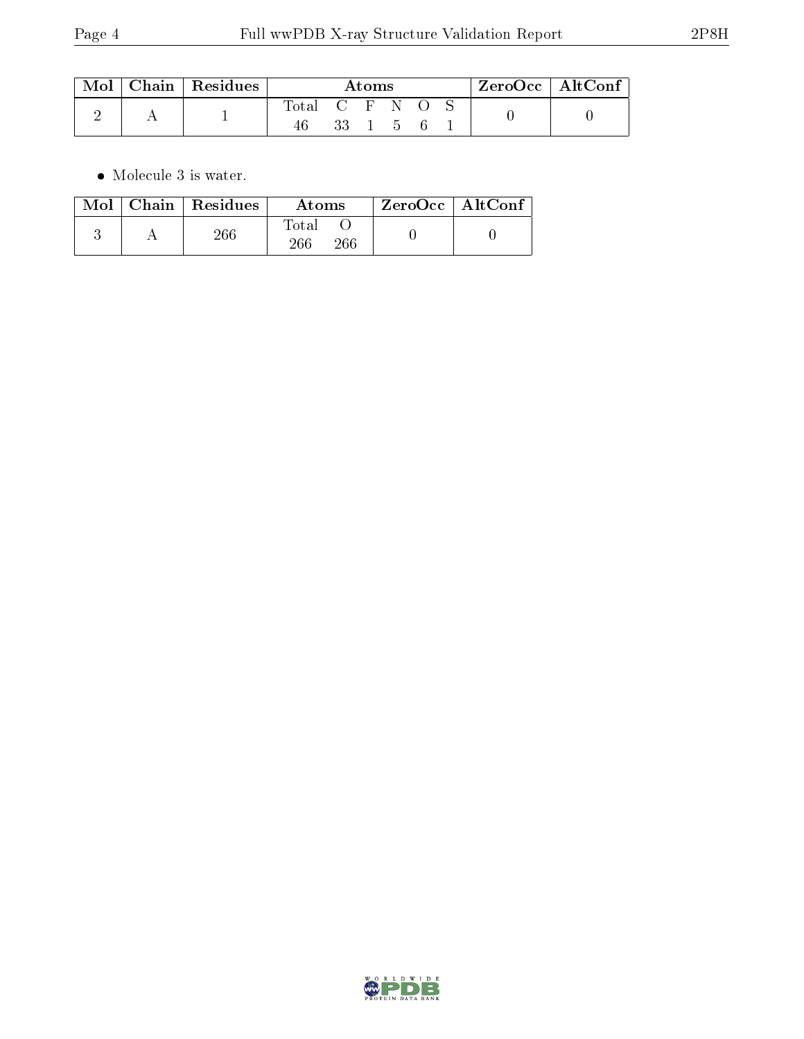| Mol | Chain | Residues | Atoms | | | | | | ZeroOcc | AltConf |
|---|---|---|---|---|---|---|---|---|---|---|
| | | | Total | C | F | N | O | S | | |
| 2 | A | 1 | 46 | 33 | 1 | 5 | 6 | 1 | 0 | 0 |

- Molecule 3 is water.

| Mol | Chain | Residues | Atoms | | ZeroOcc | AltConf |
|---|---|---|---|---|---|---|
| | | | Total | O | | |
| 3 | A | 266 | 266 | 266 | 0 | 0 |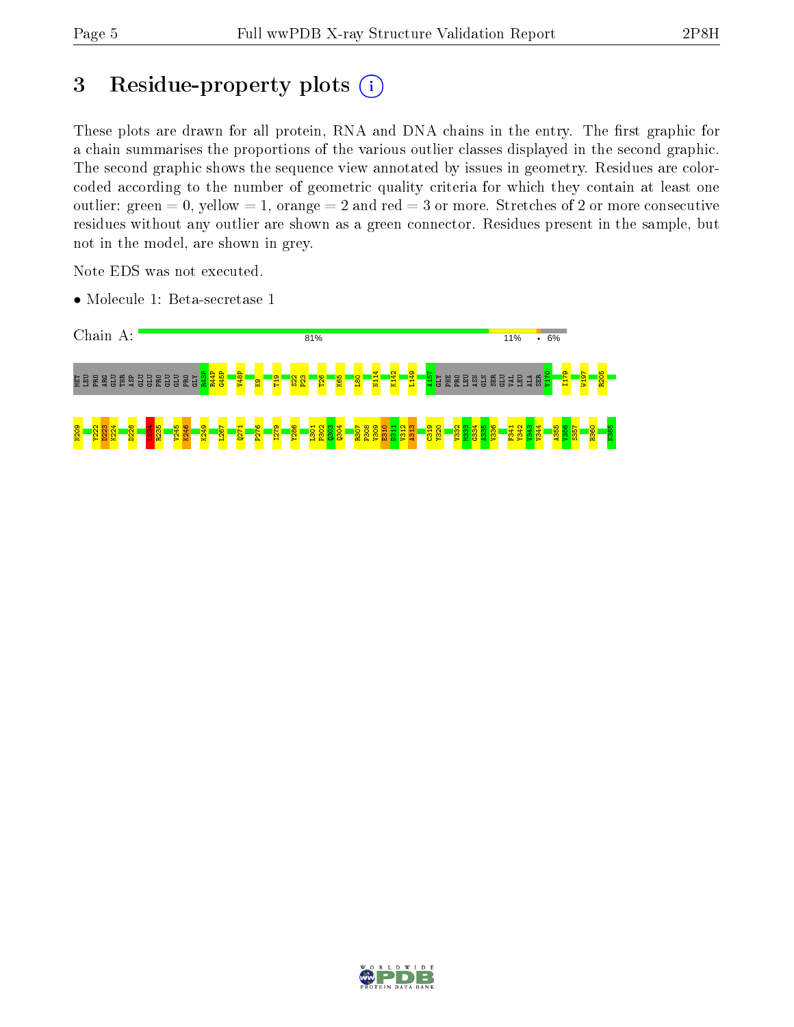# 3 Residue-property plots

These plots are drawn for all protein, RNA and DNA chains in the entry. The first graphic for a chain summarises the proportions of the various outlier classes displayed in the second graphic. The second graphic shows the sequence view annotated by issues in geometry. Residues are color-coded according to the number of geometric quality criteria for which they contain at least one outlier: green = 0, yellow = 1, orange = 2 and red = 3 or more. Stretches of 2 or more consecutive residues without any outlier are shown as a green connector. Residues present in the sample, but not in the model, are shown in grey.

Note EDS was not executed.

- Molecule 1: Beta-secretase 1

Chain A:

81%

11%

•

6%

MET LEU PRO ARG GLU THR ASP GLU GLU PRO GLU GLU PRO GLY R43P R44P G45P V48P K9 T19 S22 P23 T26 K65 L80 N114 K142 L149 A157 GLY PHE PRO LEU ASN GLN SER GLU VAL LEU ALA SER V170 I179 W197 R205

N209 Y222 D223 K224 D228 L234 R235 V245 K246 K249 L267 Q271 P276 I279 Y286 L301 F302 Q303 Q304 R307 F308 V309 E310 D311 V312 A313 C319 Y320 V332 M333 G334 A335 V336 F341 Y342 V343 V344 A355 V356 S357 H360 N385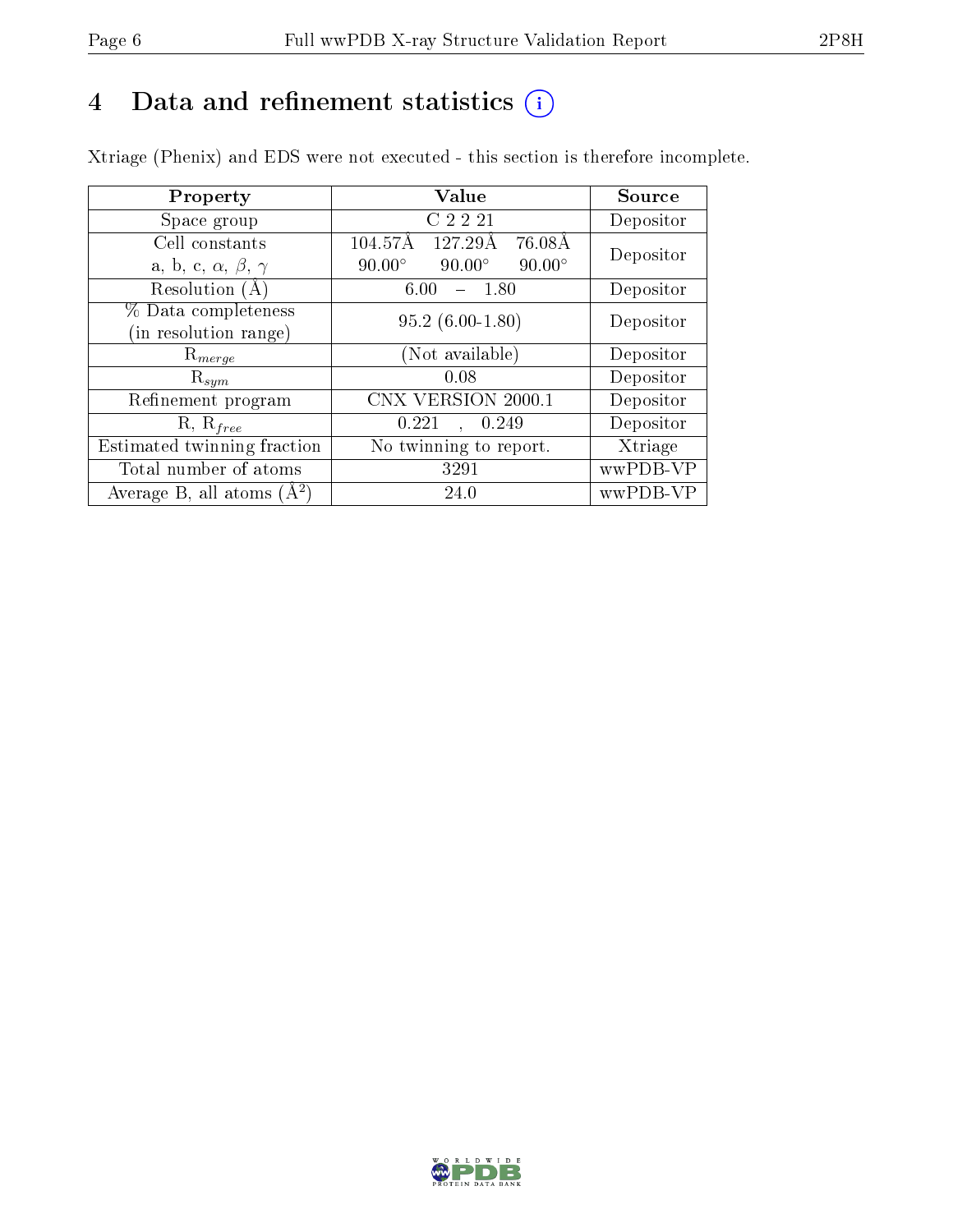# 4 Data and refinement statistics (i)

Xtriage (Phenix) and EDS were not executed - this section is therefore incomplete.

| Property | Value | Source |
|---|---|---|
| Space group | C 2 2 21 | Depositor |
| Cell constants<br>a, b, c, $\alpha$, $\beta$, $\gamma$ | 104.57Å 127.29Å 76.08Å<br>90.00° 90.00° 90.00° | Depositor |
| Resolution (Å) | 6.00 – 1.80 | Depositor |
| % Data completeness<br>(in resolution range) | 95.2 (6.00-1.80) | Depositor |
| $R_{merge}$ | (Not available) | Depositor |
| $R_{sym}$ | 0.08 | Depositor |
| Refinement program | CNX VERSION 2000.1 | Depositor |
| R, $R_{free}$ | 0.221 , 0.249 | Depositor |
| Estimated twinning fraction | No twinning to report. | Xtriage |
| Total number of atoms | 3291 | wwPDB-VP |
| Average B, all atoms (Å$^2$) | 24.0 | wwPDB-VP |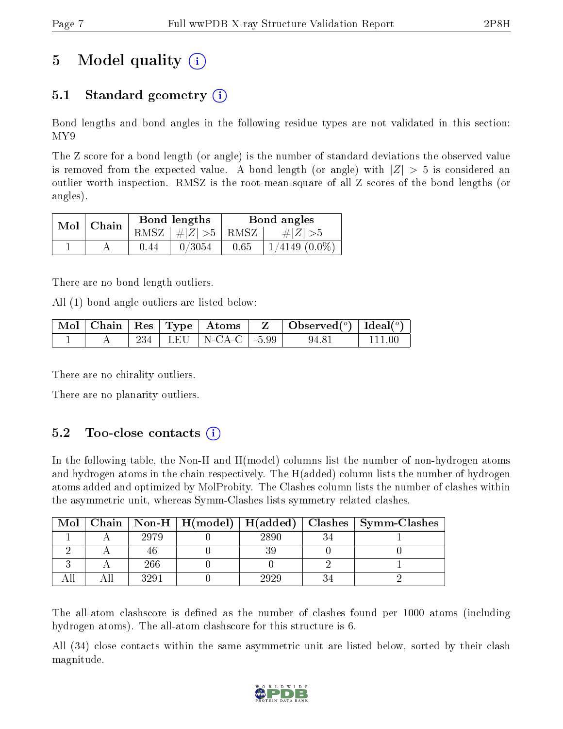# 5 Model quality (i)

## 5.1 Standard geometry (i)

Bond lengths and bond angles in the following residue types are not validated in this section: MY9

The Z score for a bond length (or angle) is the number of standard deviations the observed value is removed from the expected value. A bond length (or angle) with $|Z| > 5$ is considered an outlier worth inspection. RMSZ is the root-mean-square of all Z scores of the bond lengths (or angles).

| Mol | Chain | Bond lengths | | Bond angles | |
|---|---|---|---|---|---|
| | | RMSZ | $\#\|Z\| > 5$ | RMSZ | $\#\|Z\| > 5$ |
| 1 | A | 0.44 | 0/3054 | 0.65 | 1/4149 (0.0%) |

There are no bond length outliers.

All (1) bond angle outliers are listed below:

| Mol | Chain | Res | Type | Atoms | Z | Observed($^o$) | Ideal($^o$) |
|---|---|---|---|---|---|---|---|
| 1 | A | 234 | LEU | N-CA-C | -5.99 | 94.81 | 111.00 |

There are no chirality outliers.

There are no planarity outliers.

## 5.2 Too-close contacts (i)

In the following table, the Non-H and H(model) columns list the number of non-hydrogen atoms and hydrogen atoms in the chain respectively. The H(added) column lists the number of hydrogen atoms added and optimized by MolProbity. The Clashes column lists the number of clashes within the asymmetric unit, whereas Symm-Clashes lists symmetry related clashes.

| Mol | Chain | Non-H | H(model) | H(added) | Clashes | Symm-Clashes |
|---|---|---|---|---|---|---|
| 1 | A | 2979 | 0 | 2890 | 34 | 1 |
| 2 | A | 46 | 0 | 39 | 0 | 0 |
| 3 | A | 266 | 0 | 0 | 2 | 1 |
| All | All | 3291 | 0 | 2929 | 34 | 2 |

The all-atom clashscore is defined as the number of clashes found per 1000 atoms (including hydrogen atoms). The all-atom clashscore for this structure is 6.

All (34) close contacts within the same asymmetric unit are listed below, sorted by their clash magnitude.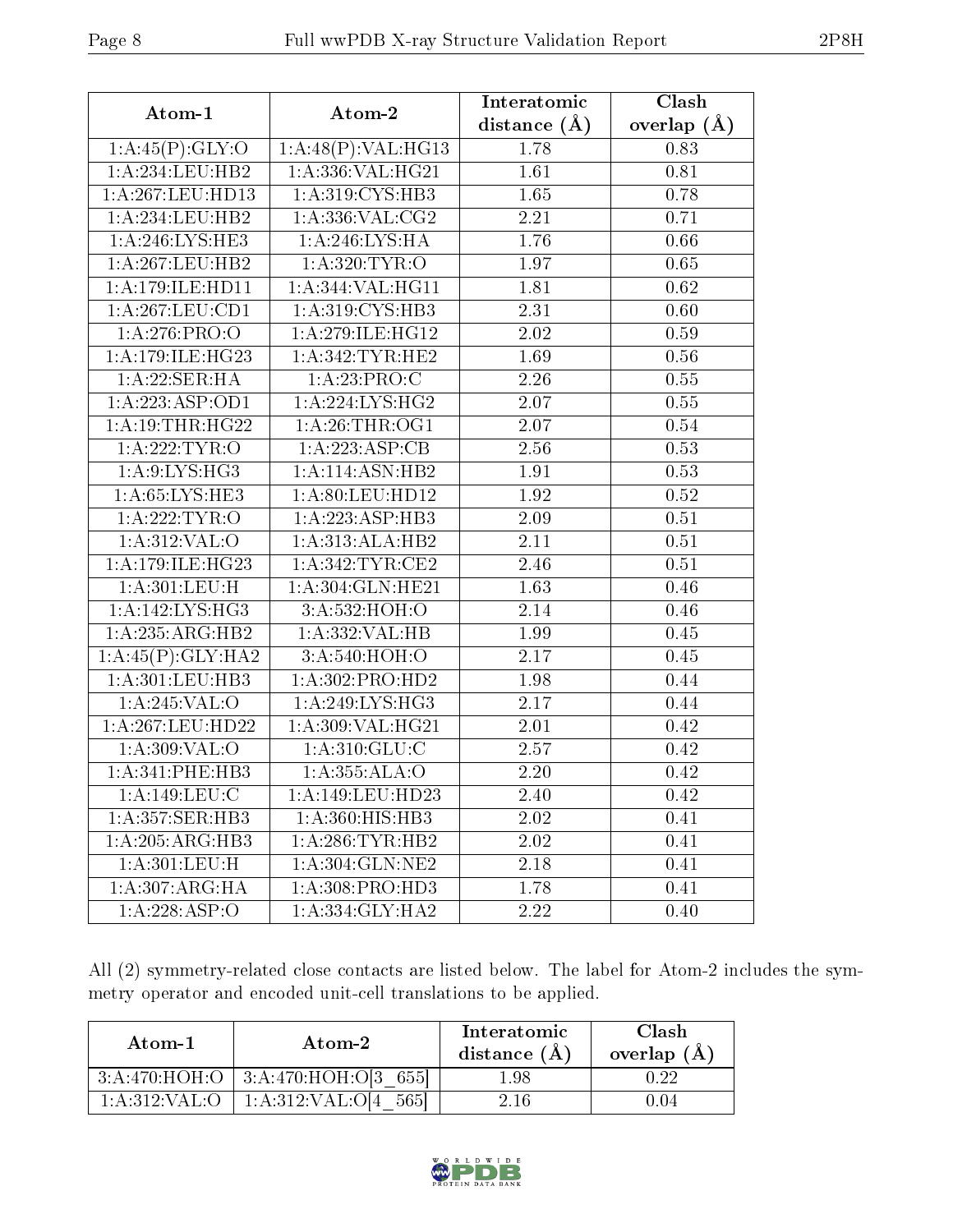| Atom-1 | Atom-2 | Interatomic distance (Å) | Clash overlap (Å) |
|---|---|---|---|
| 1:A:45(P):GLY:O | 1:A:48(P):VAL:HG13 | 1.78 | 0.83 |
| 1:A:234:LEU:HB2 | 1:A:336:VAL:HG21 | 1.61 | 0.81 |
| 1:A:267:LEU:HD13 | 1:A:319:CYS:HB3 | 1.65 | 0.78 |
| 1:A:234:LEU:HB2 | 1:A:336:VAL:CG2 | 2.21 | 0.71 |
| 1:A:246:LYS:HE3 | 1:A:246:LYS:HA | 1.76 | 0.66 |
| 1:A:267:LEU:HB2 | 1:A:320:TYR:O | 1.97 | 0.65 |
| 1:A:179:ILE:HD11 | 1:A:344:VAL:HG11 | 1.81 | 0.62 |
| 1:A:267:LEU:CD1 | 1:A:319:CYS:HB3 | 2.31 | 0.60 |
| 1:A:276:PRO:O | 1:A:279:ILE:HG12 | 2.02 | 0.59 |
| 1:A:179:ILE:HG23 | 1:A:342:TYR:HE2 | 1.69 | 0.56 |
| 1:A:22:SER:HA | 1:A:23:PRO:C | 2.26 | 0.55 |
| 1:A:223:ASP:OD1 | 1:A:224:LYS:HG2 | 2.07 | 0.55 |
| 1:A:19:THR:HG22 | 1:A:26:THR:OG1 | 2.07 | 0.54 |
| 1:A:222:TYR:O | 1:A:223:ASP:CB | 2.56 | 0.53 |
| 1:A:9:LYS:HG3 | 1:A:114:ASN:HB2 | 1.91 | 0.53 |
| 1:A:65:LYS:HE3 | 1:A:80:LEU:HD12 | 1.92 | 0.52 |
| 1:A:222:TYR:O | 1:A:223:ASP:HB3 | 2.09 | 0.51 |
| 1:A:312:VAL:O | 1:A:313:ALA:HB2 | 2.11 | 0.51 |
| 1:A:179:ILE:HG23 | 1:A:342:TYR:CE2 | 2.46 | 0.51 |
| 1:A:301:LEU:H | 1:A:304:GLN:HE21 | 1.63 | 0.46 |
| 1:A:142:LYS:HG3 | 3:A:532:HOH:O | 2.14 | 0.46 |
| 1:A:235:ARG:HB2 | 1:A:332:VAL:HB | 1.99 | 0.45 |
| 1:A:45(P):GLY:HA2 | 3:A:540:HOH:O | 2.17 | 0.45 |
| 1:A:301:LEU:HB3 | 1:A:302:PRO:HD2 | 1.98 | 0.44 |
| 1:A:245:VAL:O | 1:A:249:LYS:HG3 | 2.17 | 0.44 |
| 1:A:267:LEU:HD22 | 1:A:309:VAL:HG21 | 2.01 | 0.42 |
| 1:A:309:VAL:O | 1:A:310:GLU:C | 2.57 | 0.42 |
| 1:A:341:PHE:HB3 | 1:A:355:ALA:O | 2.20 | 0.42 |
| 1:A:149:LEU:C | 1:A:149:LEU:HD23 | 2.40 | 0.42 |
| 1:A:357:SER:HB3 | 1:A:360:HIS:HB3 | 2.02 | 0.41 |
| 1:A:205:ARG:HB3 | 1:A:286:TYR:HB2 | 2.02 | 0.41 |
| 1:A:301:LEU:H | 1:A:304:GLN:NE2 | 2.18 | 0.41 |
| 1:A:307:ARG:HA | 1:A:308:PRO:HD3 | 1.78 | 0.41 |
| 1:A:228:ASP:O | 1:A:334:GLY:HA2 | 2.22 | 0.40 |

All (2) symmetry-related close contacts are listed below. The label for Atom-2 includes the symmetry operator and encoded unit-cell translations to be applied.

| Atom-1 | Atom-2 | Interatomic distance (Å) | Clash overlap (Å) |
|---|---|---|---|
| 3:A:470:HOH:O | 3:A:470:HOH:O[3_655] | 1.98 | 0.22 |
| 1:A:312:VAL:O | 1:A:312:VAL:O[4_565] | 2.16 | 0.04 |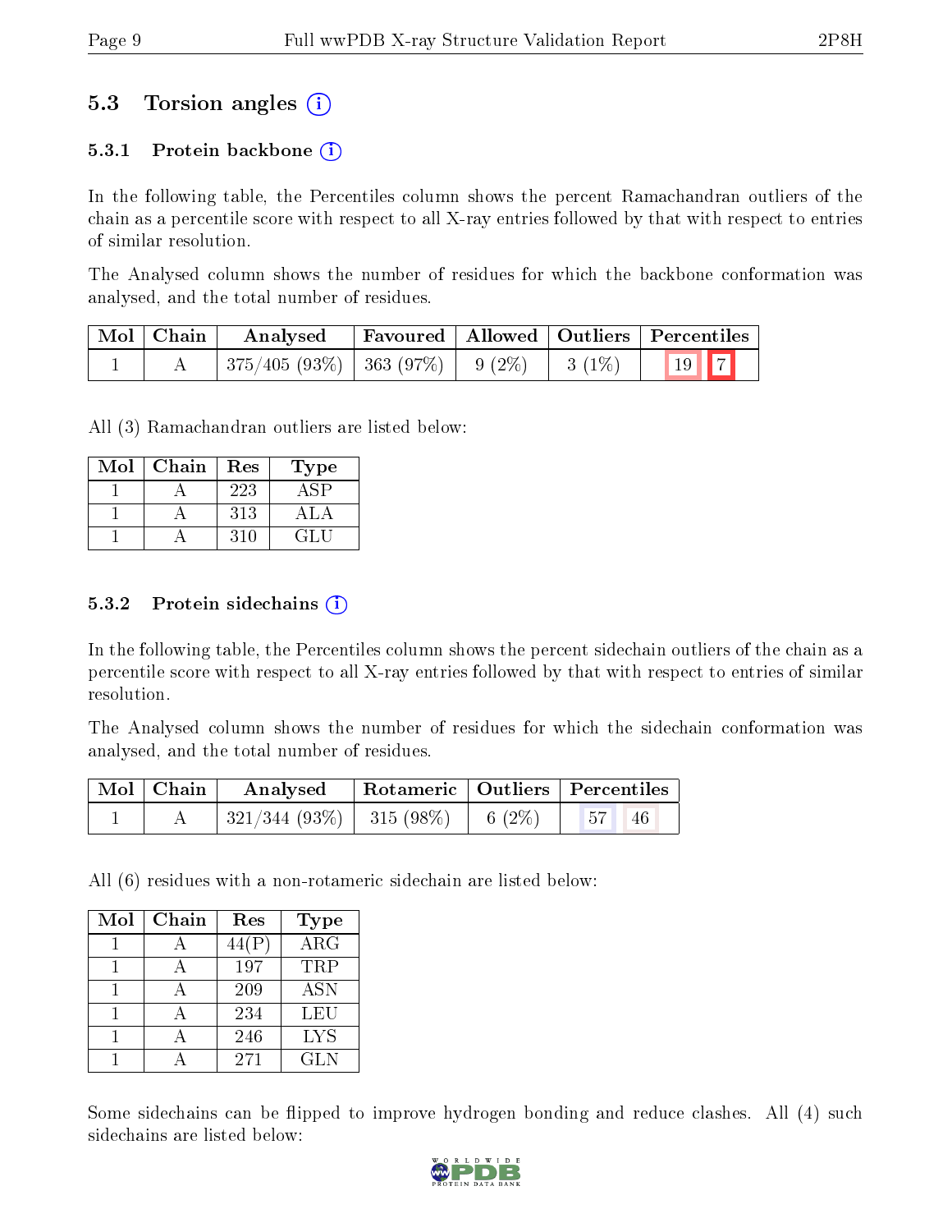## 5.3 Torsion angles (i)

### 5.3.1 Protein backbone (i)

In the following table, the Percentiles column shows the percent Ramachandran outliers of the chain as a percentile score with respect to all X-ray entries followed by that with respect to entries of similar resolution.

The Analysed column shows the number of residues for which the backbone conformation was analysed, and the total number of residues.

| Mol | Chain | Analysed | Favoured | Allowed | Outliers | Percentiles | |
|---|---|---|---|---|---|---|---|
| 1 | A | 375/405 (93%) | 363 (97%) | 9 (2%) | 3 (1%) | 19 | 7 |

All (3) Ramachandran outliers are listed below:

| Mol | Chain | Res | Type |
|---|---|---|---|
| 1 | A | 223 | ASP |
| 1 | A | 313 | ALA |
| 1 | A | 310 | GLU |

### 5.3.2 Protein sidechains (i)

In the following table, the Percentiles column shows the percent sidechain outliers of the chain as a percentile score with respect to all X-ray entries followed by that with respect to entries of similar resolution.

The Analysed column shows the number of residues for which the sidechain conformation was analysed, and the total number of residues.

| Mol | Chain | Analysed | Rotameric | Outliers | Percentiles | |
|---|---|---|---|---|---|---|
| 1 | A | 321/344 (93%) | 315 (98%) | 6 (2%) | 57 | 46 |

All (6) residues with a non-rotameric sidechain are listed below:

| Mol | Chain | Res | Type |
|---|---|---|---|
| 1 | A | 44(P) | ARG |
| 1 | A | 197 | TRP |
| 1 | A | 209 | ASN |
| 1 | A | 234 | LEU |
| 1 | A | 246 | LYS |
| 1 | A | 271 | GLN |

Some sidechains can be flipped to improve hydrogen bonding and reduce clashes. All (4) such sidechains are listed below: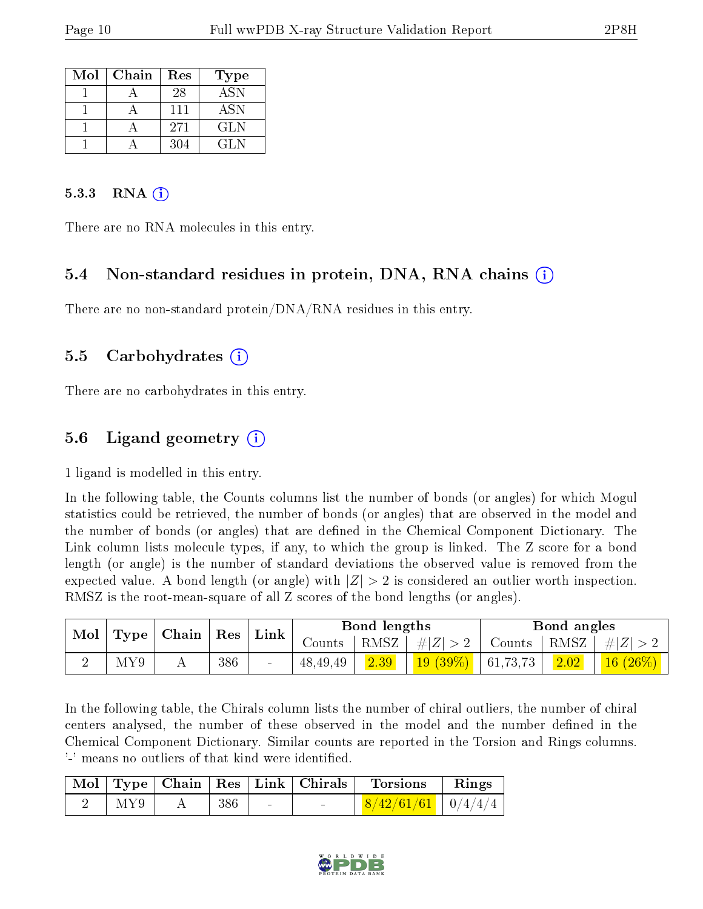| Mol | Chain | Res | Type |
|---|---|---|---|
| 1 | A | 28 | ASN |
| 1 | A | 111 | ASN |
| 1 | A | 271 | GLN |
| 1 | A | 304 | GLN |

#### 5.3.3 RNA (i)

There are no RNA molecules in this entry.

### 5.4 Non-standard residues in protein, DNA, RNA chains (i)

There are no non-standard protein/DNA/RNA residues in this entry.

### 5.5 Carbohydrates (i)

There are no carbohydrates in this entry.

### 5.6 Ligand geometry (i)

1 ligand is modelled in this entry.

In the following table, the Counts columns list the number of bonds (or angles) for which Mogul statistics could be retrieved, the number of bonds (or angles) that are observed in the model and the number of bonds (or angles) that are defined in the Chemical Component Dictionary. The Link column lists molecule types, if any, to which the group is linked. The Z score for a bond length (or angle) is the number of standard deviations the observed value is removed from the expected value. A bond length (or angle) with $|Z| > 2$ is considered an outlier worth inspection. RMSZ is the root-mean-square of all Z scores of the bond lengths (or angles).

| Mol | Type | Chain | Res | Link | Bond lengths | | | Bond angles | | |
|---|---|---|---|---|---|---|---|---|---|---|
| | | | | | Counts | RMSZ | $\#\lvert Z\rvert > 2$ | Counts | RMSZ | $\#\lvert Z\rvert > 2$ |
| 2 | MY9 | A | 386 | - | 48,49,49 | 2.39 | 19 (39%) | 61,73,73 | 2.02 | 16 (26%) |

In the following table, the Chirals column lists the number of chiral outliers, the number of chiral centers analysed, the number of these observed in the model and the number defined in the Chemical Component Dictionary. Similar counts are reported in the Torsion and Rings columns. '-' means no outliers of that kind were identified.

| Mol | Type | Chain | Res | Link | Chirals | Torsions | Rings |
|---|---|---|---|---|---|---|---|
| 2 | MY9 | A | 386 | - | - | 8/42/61/61 | 0/4/4/4 |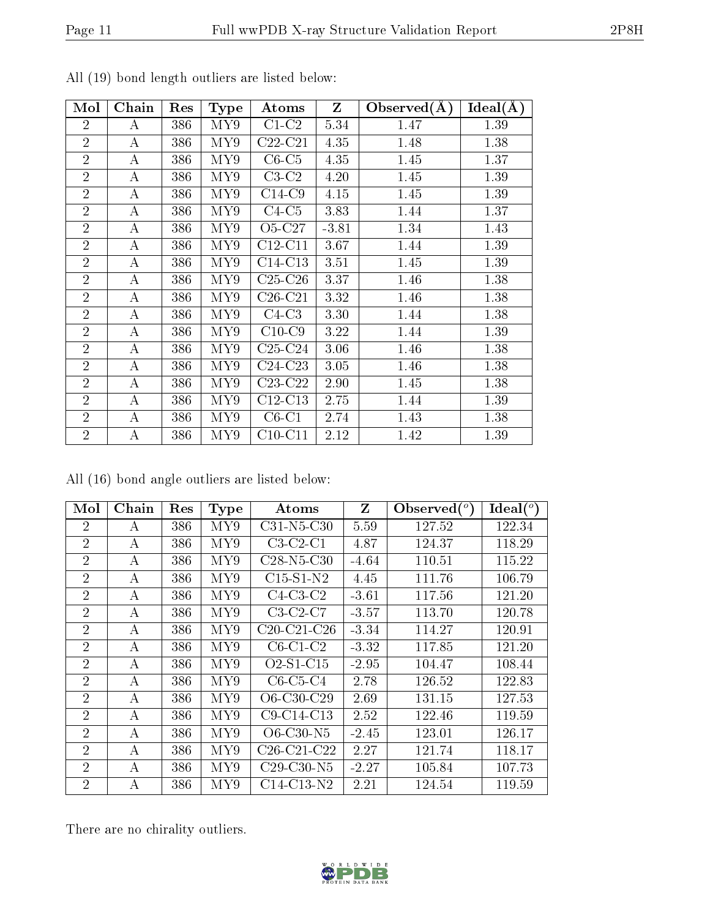All (19) bond length outliers are listed below:

| Mol | Chain | Res | Type | Atoms | Z | Observed(Å) | Ideal(Å) |
|---|---|---|---|---|---|---|---|
| 2 | A | 386 | MY9 | C1-C2 | 5.34 | 1.47 | 1.39 |
| 2 | A | 386 | MY9 | C22-C21 | 4.35 | 1.48 | 1.38 |
| 2 | A | 386 | MY9 | C6-C5 | 4.35 | 1.45 | 1.37 |
| 2 | A | 386 | MY9 | C3-C2 | 4.20 | 1.45 | 1.39 |
| 2 | A | 386 | MY9 | C14-C9 | 4.15 | 1.45 | 1.39 |
| 2 | A | 386 | MY9 | C4-C5 | 3.83 | 1.44 | 1.37 |
| 2 | A | 386 | MY9 | O5-C27 | -3.81 | 1.34 | 1.43 |
| 2 | A | 386 | MY9 | C12-C11 | 3.67 | 1.44 | 1.39 |
| 2 | A | 386 | MY9 | C14-C13 | 3.51 | 1.45 | 1.39 |
| 2 | A | 386 | MY9 | C25-C26 | 3.37 | 1.46 | 1.38 |
| 2 | A | 386 | MY9 | C26-C21 | 3.32 | 1.46 | 1.38 |
| 2 | A | 386 | MY9 | C4-C3 | 3.30 | 1.44 | 1.38 |
| 2 | A | 386 | MY9 | C10-C9 | 3.22 | 1.44 | 1.39 |
| 2 | A | 386 | MY9 | C25-C24 | 3.06 | 1.46 | 1.38 |
| 2 | A | 386 | MY9 | C24-C23 | 3.05 | 1.46 | 1.38 |
| 2 | A | 386 | MY9 | C23-C22 | 2.90 | 1.45 | 1.38 |
| 2 | A | 386 | MY9 | C12-C13 | 2.75 | 1.44 | 1.39 |
| 2 | A | 386 | MY9 | C6-C1 | 2.74 | 1.43 | 1.38 |
| 2 | A | 386 | MY9 | C10-C11 | 2.12 | 1.42 | 1.39 |

All (16) bond angle outliers are listed below:

| Mol | Chain | Res | Type | Atoms | Z | Observed(°) | Ideal(°) |
|---|---|---|---|---|---|---|---|
| 2 | A | 386 | MY9 | C31-N5-C30 | 5.59 | 127.52 | 122.34 |
| 2 | A | 386 | MY9 | C3-C2-C1 | 4.87 | 124.37 | 118.29 |
| 2 | A | 386 | MY9 | C28-N5-C30 | -4.64 | 110.51 | 115.22 |
| 2 | A | 386 | MY9 | C15-S1-N2 | 4.45 | 111.76 | 106.79 |
| 2 | A | 386 | MY9 | C4-C3-C2 | -3.61 | 117.56 | 121.20 |
| 2 | A | 386 | MY9 | C3-C2-C7 | -3.57 | 113.70 | 120.78 |
| 2 | A | 386 | MY9 | C20-C21-C26 | -3.34 | 114.27 | 120.91 |
| 2 | A | 386 | MY9 | C6-C1-C2 | -3.32 | 117.85 | 121.20 |
| 2 | A | 386 | MY9 | O2-S1-C15 | -2.95 | 104.47 | 108.44 |
| 2 | A | 386 | MY9 | C6-C5-C4 | 2.78 | 126.52 | 122.83 |
| 2 | A | 386 | MY9 | O6-C30-C29 | 2.69 | 131.15 | 127.53 |
| 2 | A | 386 | MY9 | C9-C14-C13 | 2.52 | 122.46 | 119.59 |
| 2 | A | 386 | MY9 | O6-C30-N5 | -2.45 | 123.01 | 126.17 |
| 2 | A | 386 | MY9 | C26-C21-C22 | 2.27 | 121.74 | 118.17 |
| 2 | A | 386 | MY9 | C29-C30-N5 | -2.27 | 105.84 | 107.73 |
| 2 | A | 386 | MY9 | C14-C13-N2 | 2.21 | 124.54 | 119.59 |

There are no chirality outliers.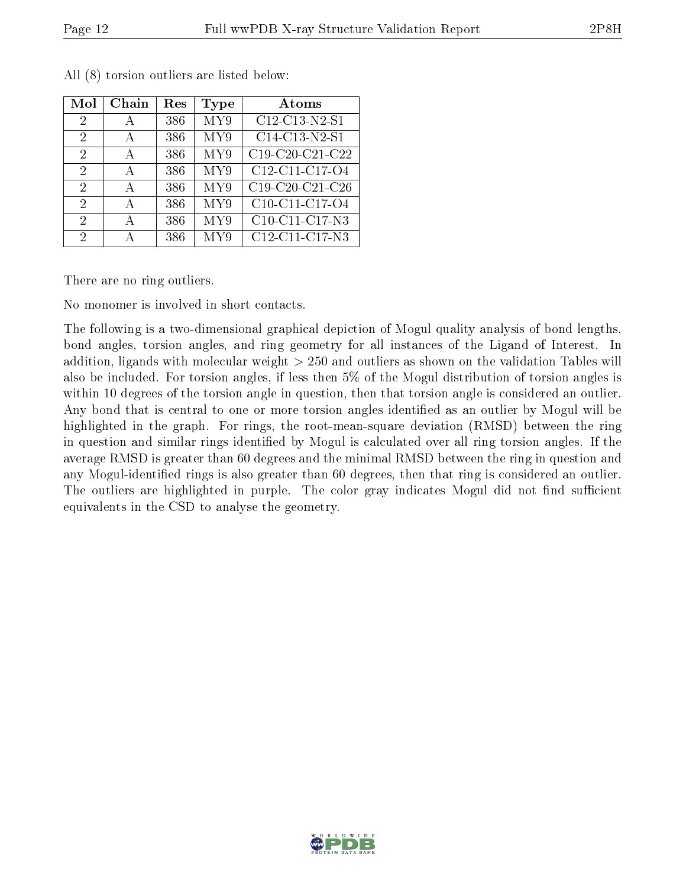All (8) torsion outliers are listed below:

| Mol | Chain | Res | Type | Atoms |
|---|---|---|---|---|
| 2 | A | 386 | MY9 | C12-C13-N2-S1 |
| 2 | A | 386 | MY9 | C14-C13-N2-S1 |
| 2 | A | 386 | MY9 | C19-C20-C21-C22 |
| 2 | A | 386 | MY9 | C12-C11-C17-O4 |
| 2 | A | 386 | MY9 | C19-C20-C21-C26 |
| 2 | A | 386 | MY9 | C10-C11-C17-O4 |
| 2 | A | 386 | MY9 | C10-C11-C17-N3 |
| 2 | A | 386 | MY9 | C12-C11-C17-N3 |

There are no ring outliers.

No monomer is involved in short contacts.

The following is a two-dimensional graphical depiction of Mogul quality analysis of bond lengths, bond angles, torsion angles, and ring geometry for all instances of the Ligand of Interest. In addition, ligands with molecular weight > 250 and outliers as shown on the validation Tables will also be included. For torsion angles, if less then 5% of the Mogul distribution of torsion angles is within 10 degrees of the torsion angle in question, then that torsion angle is considered an outlier. Any bond that is central to one or more torsion angles identified as an outlier by Mogul will be highlighted in the graph. For rings, the root-mean-square deviation (RMSD) between the ring in question and similar rings identified by Mogul is calculated over all ring torsion angles. If the average RMSD is greater than 60 degrees and the minimal RMSD between the ring in question and any Mogul-identified rings is also greater than 60 degrees, then that ring is considered an outlier. The outliers are highlighted in purple. The color gray indicates Mogul did not find sufficient equivalents in the CSD to analyse the geometry.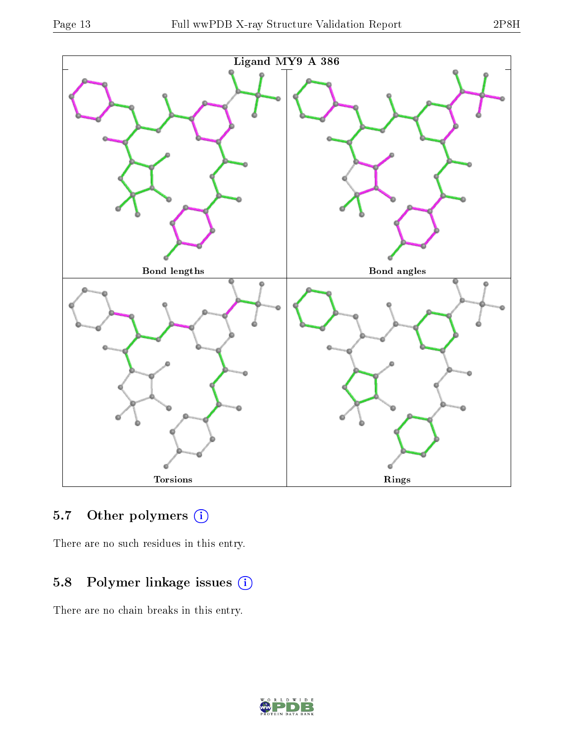Ligand MY9 A 386

Bond lengths

Bond angles

Torsions

Rings

### 5.7 Other polymers (i)

There are no such residues in this entry.

### 5.8 Polymer linkage issues (i)

There are no chain breaks in this entry.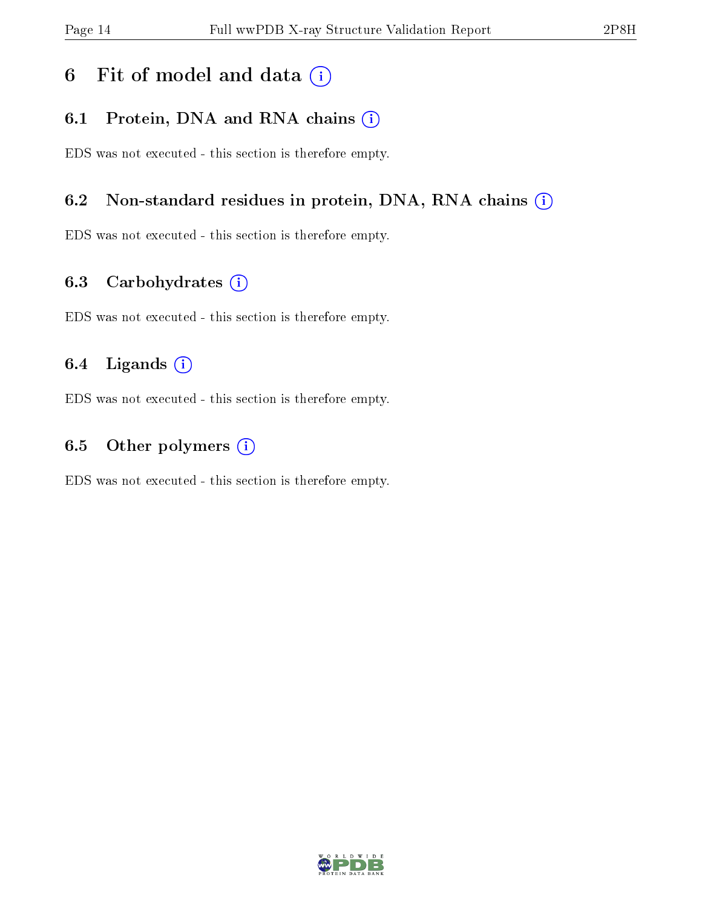# 6 Fit of model and data

## 6.1 Protein, DNA and RNA chains

EDS was not executed - this section is therefore empty.

## 6.2 Non-standard residues in protein, DNA, RNA chains

EDS was not executed - this section is therefore empty.

## 6.3 Carbohydrates

EDS was not executed - this section is therefore empty.

## 6.4 Ligands

EDS was not executed - this section is therefore empty.

## 6.5 Other polymers

EDS was not executed - this section is therefore empty.